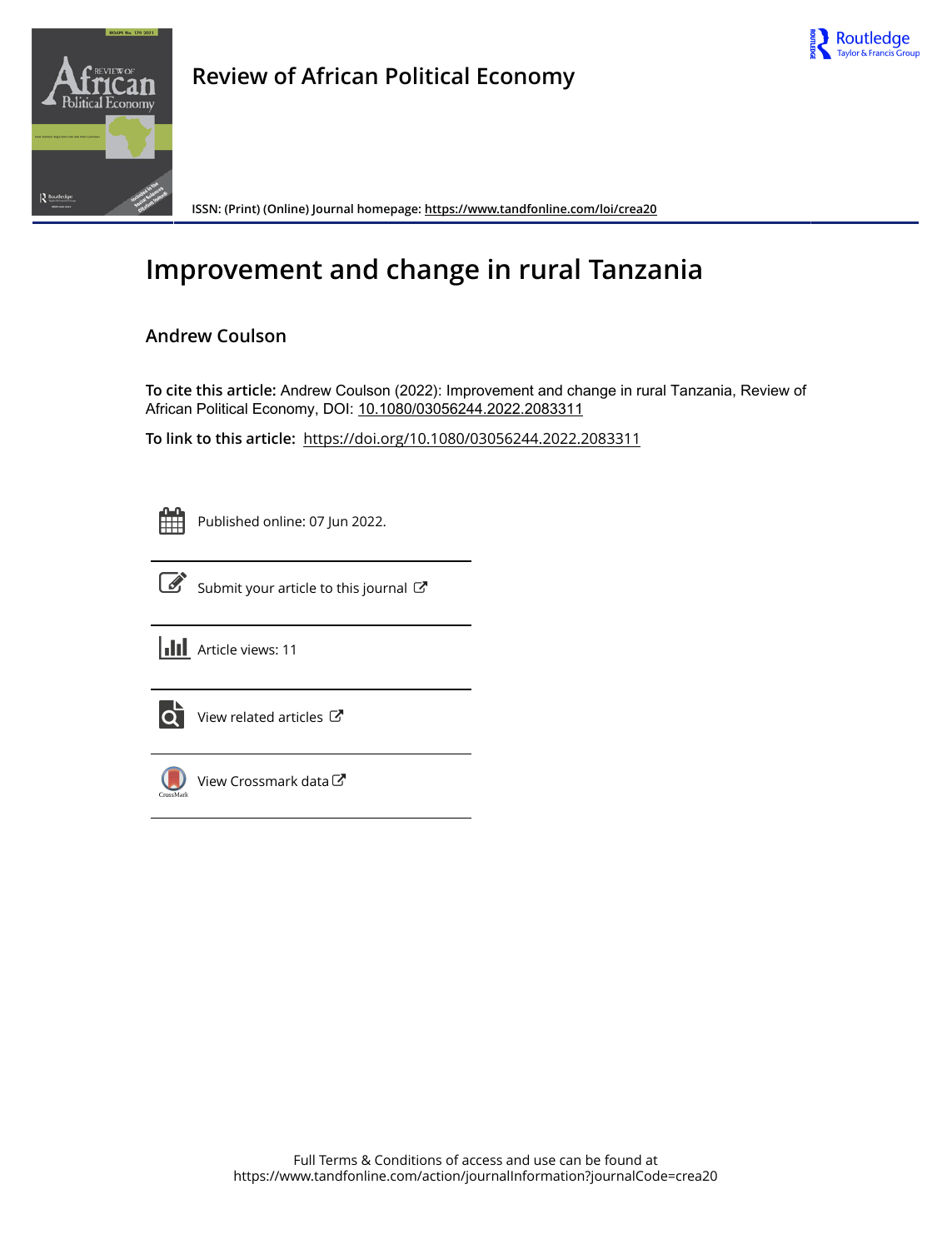# Review of African Political Economy

ISSN: (Print) (Online) Journal homepage: https://www.tandfonline.com/loi/crea20

# Improvement and change in rural Tanzania

## Andrew Coulson

**To cite this article:** Andrew Coulson (2022): Improvement and change in rural Tanzania, Review of African Political Economy, DOI: 10.1080/03056244.2022.2083311

**To link to this article:** https://doi.org/10.1080/03056244.2022.2083311

Published online: 07 Jun 2022.

Submit your article to this journal

Article views: 11

View related articles

View Crossmark data

Full Terms & Conditions of access and use can be found at
https://www.tandfonline.com/action/journalInformation?journalCode=crea20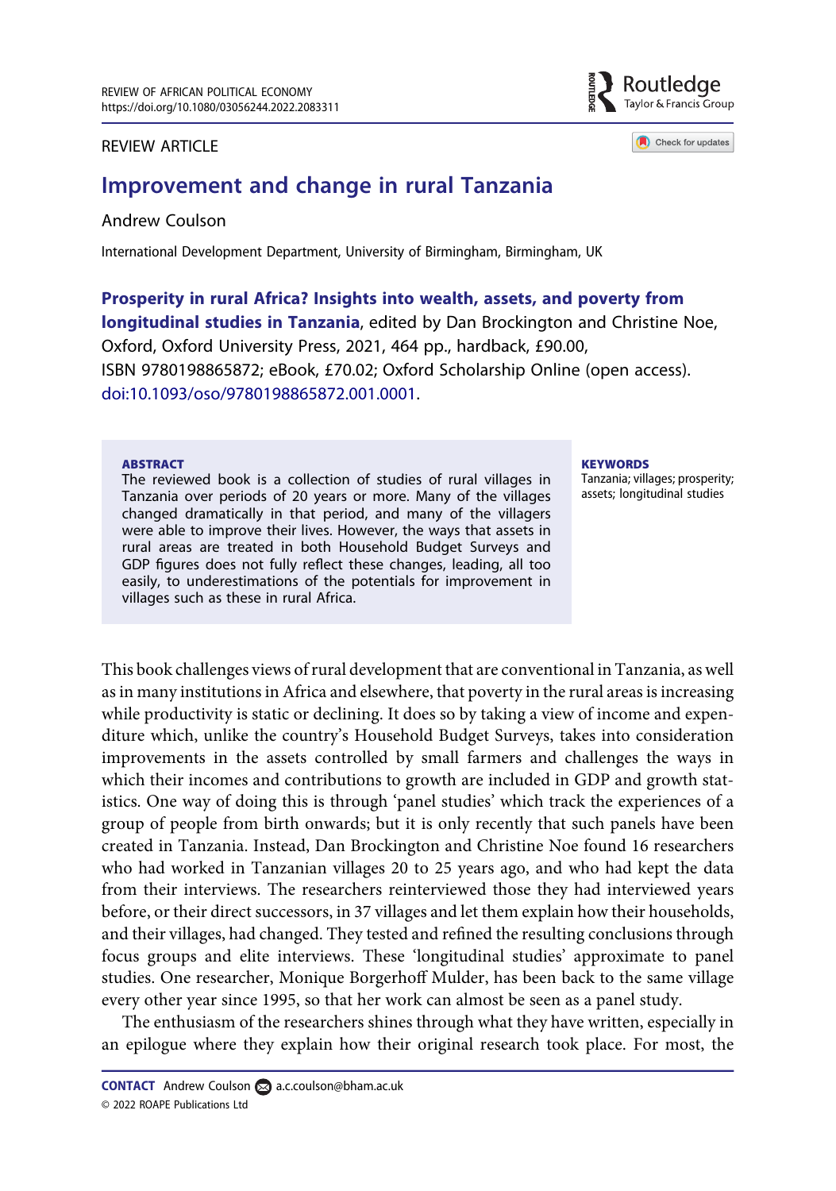REVIEW ARTICLE

# Improvement and change in rural Tanzania

Andrew Coulson

International Development Department, University of Birmingham, Birmingham, UK

**Prosperity in rural Africa? Insights into wealth, assets, and poverty from longitudinal studies in Tanzania**, edited by Dan Brockington and Christine Noe, Oxford, Oxford University Press, 2021, 464 pp., hardback, £90.00, ISBN 9780198865872; eBook, £70.02; Oxford Scholarship Online (open access). doi:10.1093/oso/9780198865872.001.0001.

**ABSTRACT**

The reviewed book is a collection of studies of rural villages in Tanzania over periods of 20 years or more. Many of the villages changed dramatically in that period, and many of the villagers were able to improve their lives. However, the ways that assets in rural areas are treated in both Household Budget Surveys and GDP figures does not fully reflect these changes, leading, all too easily, to underestimations of the potentials for improvement in villages such as these in rural Africa.

**KEYWORDS**

Tanzania; villages; prosperity; assets; longitudinal studies

This book challenges views of rural development that are conventional in Tanzania, as well as in many institutions in Africa and elsewhere, that poverty in the rural areas is increasing while productivity is static or declining. It does so by taking a view of income and expenditure which, unlike the country's Household Budget Surveys, takes into consideration improvements in the assets controlled by small farmers and challenges the ways in which their incomes and contributions to growth are included in GDP and growth statistics. One way of doing this is through 'panel studies' which track the experiences of a group of people from birth onwards; but it is only recently that such panels have been created in Tanzania. Instead, Dan Brockington and Christine Noe found 16 researchers who had worked in Tanzanian villages 20 to 25 years ago, and who had kept the data from their interviews. The researchers reinterviewed those they had interviewed years before, or their direct successors, in 37 villages and let them explain how their households, and their villages, had changed. They tested and refined the resulting conclusions through focus groups and elite interviews. These 'longitudinal studies' approximate to panel studies. One researcher, Monique Borgerhoff Mulder, has been back to the same village every other year since 1995, so that her work can almost be seen as a panel study.

The enthusiasm of the researchers shines through what they have written, especially in an epilogue where they explain how their original research took place. For most, the

**CONTACT** Andrew Coulson a.c.coulson@bham.ac.uk

© 2022 ROAPE Publications Ltd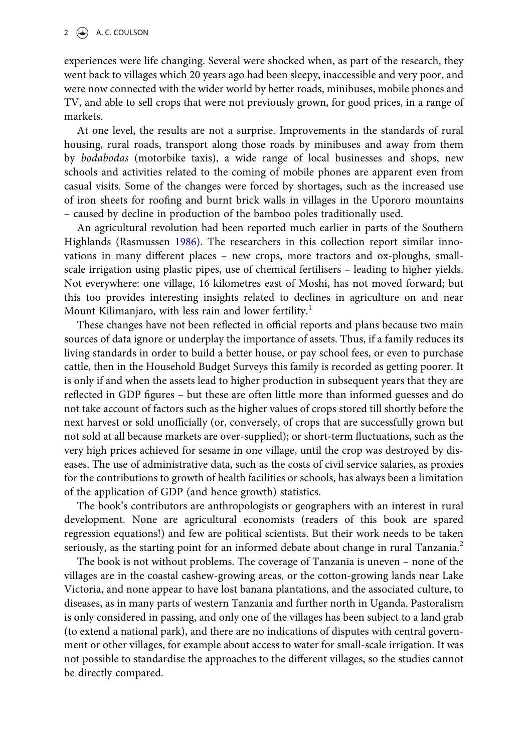experiences were life changing. Several were shocked when, as part of the research, they went back to villages which 20 years ago had been sleepy, inaccessible and very poor, and were now connected with the wider world by better roads, minibuses, mobile phones and TV, and able to sell crops that were not previously grown, for good prices, in a range of markets.

At one level, the results are not a surprise. Improvements in the standards of rural housing, rural roads, transport along those roads by minibuses and away from them by *bodabodas* (motorbike taxis), a wide range of local businesses and shops, new schools and activities related to the coming of mobile phones are apparent even from casual visits. Some of the changes were forced by shortages, such as the increased use of iron sheets for roofing and burnt brick walls in villages in the Upororo mountains – caused by decline in production of the bamboo poles traditionally used.

An agricultural revolution had been reported much earlier in parts of the Southern Highlands (Rasmussen 1986). The researchers in this collection report similar innovations in many different places – new crops, more tractors and ox-ploughs, small-scale irrigation using plastic pipes, use of chemical fertilisers – leading to higher yields. Not everywhere: one village, 16 kilometres east of Moshi, has not moved forward; but this too provides interesting insights related to declines in agriculture on and near Mount Kilimanjaro, with less rain and lower fertility.[1]

These changes have not been reflected in official reports and plans because two main sources of data ignore or underplay the importance of assets. Thus, if a family reduces its living standards in order to build a better house, or pay school fees, or even to purchase cattle, then in the Household Budget Surveys this family is recorded as getting poorer. It is only if and when the assets lead to higher production in subsequent years that they are reflected in GDP figures – but these are often little more than informed guesses and do not take account of factors such as the higher values of crops stored till shortly before the next harvest or sold unofficially (or, conversely, of crops that are successfully grown but not sold at all because markets are over-supplied); or short-term fluctuations, such as the very high prices achieved for sesame in one village, until the crop was destroyed by diseases. The use of administrative data, such as the costs of civil service salaries, as proxies for the contributions to growth of health facilities or schools, has always been a limitation of the application of GDP (and hence growth) statistics.

The book's contributors are anthropologists or geographers with an interest in rural development. None are agricultural economists (readers of this book are spared regression equations!) and few are political scientists. But their work needs to be taken seriously, as the starting point for an informed debate about change in rural Tanzania.[2]

The book is not without problems. The coverage of Tanzania is uneven – none of the villages are in the coastal cashew-growing areas, or the cotton-growing lands near Lake Victoria, and none appear to have lost banana plantations, and the associated culture, to diseases, as in many parts of western Tanzania and further north in Uganda. Pastoralism is only considered in passing, and only one of the villages has been subject to a land grab (to extend a national park), and there are no indications of disputes with central government or other villages, for example about access to water for small-scale irrigation. It was not possible to standardise the approaches to the different villages, so the studies cannot be directly compared.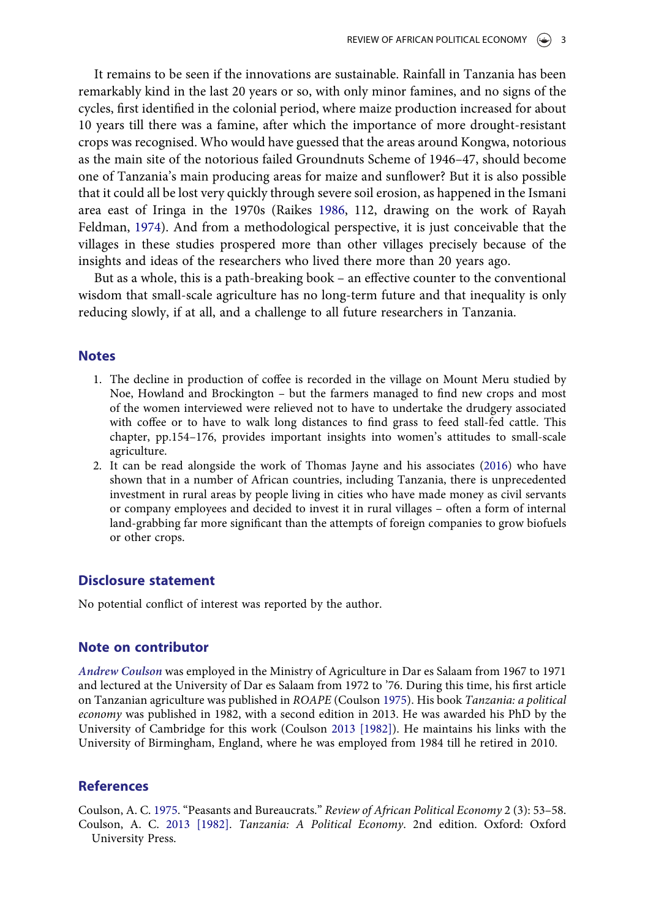It remains to be seen if the innovations are sustainable. Rainfall in Tanzania has been remarkably kind in the last 20 years or so, with only minor famines, and no signs of the cycles, first identified in the colonial period, where maize production increased for about 10 years till there was a famine, after which the importance of more drought-resistant crops was recognised. Who would have guessed that the areas around Kongwa, notorious as the main site of the notorious failed Groundnuts Scheme of 1946–47, should become one of Tanzania's main producing areas for maize and sunflower? But it is also possible that it could all be lost very quickly through severe soil erosion, as happened in the Ismani area east of Iringa in the 1970s (Raikes 1986, 112, drawing on the work of Rayah Feldman, 1974). And from a methodological perspective, it is just conceivable that the villages in these studies prospered more than other villages precisely because of the insights and ideas of the researchers who lived there more than 20 years ago.

But as a whole, this is a path-breaking book – an effective counter to the conventional wisdom that small-scale agriculture has no long-term future and that inequality is only reducing slowly, if at all, and a challenge to all future researchers in Tanzania.

## Notes

1. The decline in production of coffee is recorded in the village on Mount Meru studied by Noe, Howland and Brockington – but the farmers managed to find new crops and most of the women interviewed were relieved not to have to undertake the drudgery associated with coffee or to have to walk long distances to find grass to feed stall-fed cattle. This chapter, pp.154–176, provides important insights into women's attitudes to small-scale agriculture.
2. It can be read alongside the work of Thomas Jayne and his associates (2016) who have shown that in a number of African countries, including Tanzania, there is unprecedented investment in rural areas by people living in cities who have made money as civil servants or company employees and decided to invest it in rural villages – often a form of internal land-grabbing far more significant than the attempts of foreign companies to grow biofuels or other crops.

## Disclosure statement

No potential conflict of interest was reported by the author.

## Note on contributor

*Andrew Coulson* was employed in the Ministry of Agriculture in Dar es Salaam from 1967 to 1971 and lectured at the University of Dar es Salaam from 1972 to '76. During this time, his first article on Tanzanian agriculture was published in *ROAPE* (Coulson 1975). His book *Tanzania: a political economy* was published in 1982, with a second edition in 2013. He was awarded his PhD by the University of Cambridge for this work (Coulson 2013 [1982]). He maintains his links with the University of Birmingham, England, where he was employed from 1984 till he retired in 2010.

## References

Coulson, A. C. 1975. "Peasants and Bureaucrats." *Review of African Political Economy* 2 (3): 53–58.

Coulson, A. C. 2013 [1982]. *Tanzania: A Political Economy*. 2nd edition. Oxford: Oxford University Press.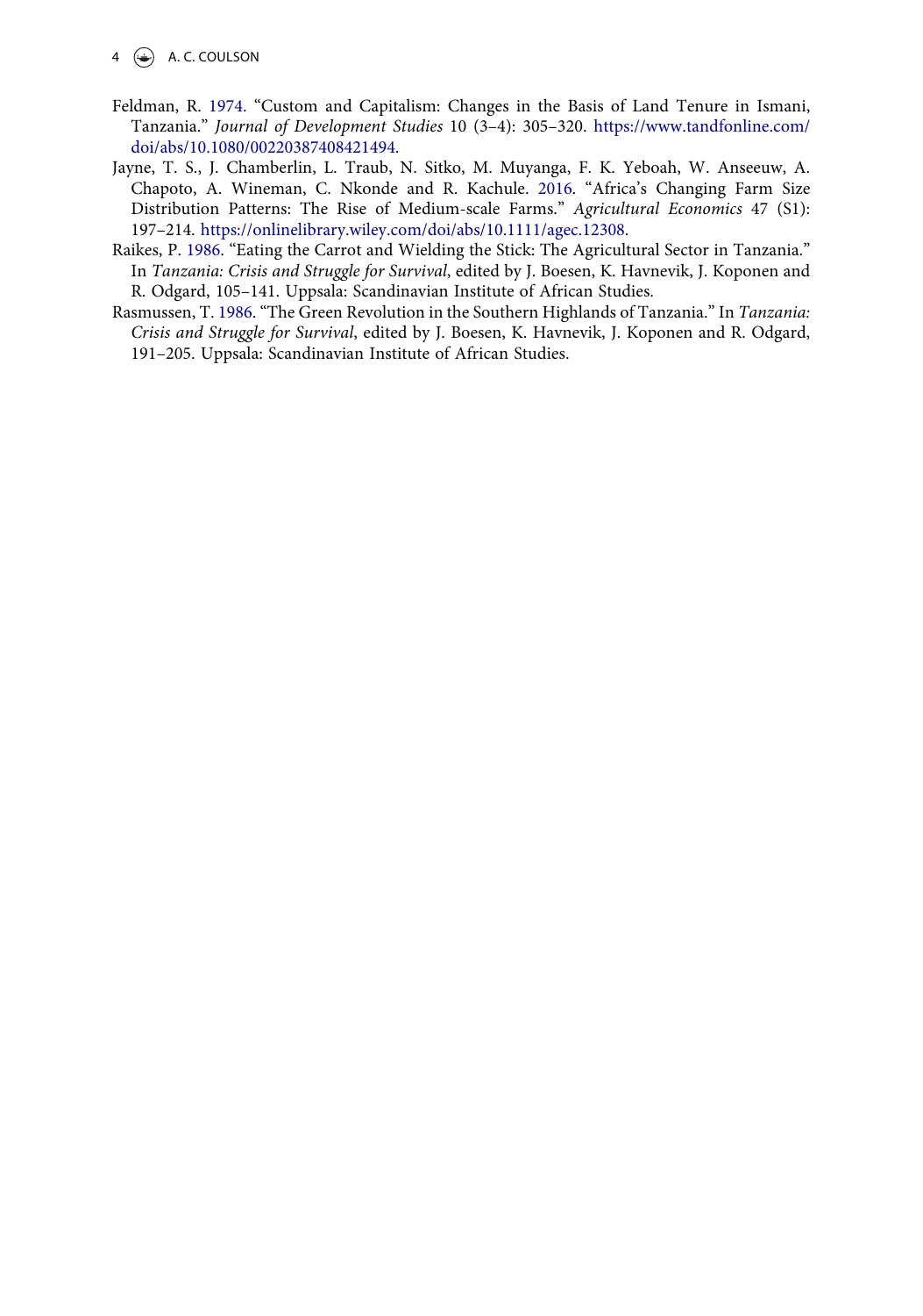Feldman, R. 1974. "Custom and Capitalism: Changes in the Basis of Land Tenure in Ismani, Tanzania." *Journal of Development Studies* 10 (3–4): 305–320. https://www.tandfonline.com/doi/abs/10.1080/00220387408421494.

Jayne, T. S., J. Chamberlin, L. Traub, N. Sitko, M. Muyanga, F. K. Yeboah, W. Anseeuw, A. Chapoto, A. Wineman, C. Nkonde and R. Kachule. 2016. "Africa's Changing Farm Size Distribution Patterns: The Rise of Medium-scale Farms." *Agricultural Economics* 47 (S1): 197–214. https://onlinelibrary.wiley.com/doi/abs/10.1111/agec.12308.

Raikes, P. 1986. "Eating the Carrot and Wielding the Stick: The Agricultural Sector in Tanzania." In *Tanzania: Crisis and Struggle for Survival*, edited by J. Boesen, K. Havnevik, J. Koponen and R. Odgard, 105–141. Uppsala: Scandinavian Institute of African Studies.

Rasmussen, T. 1986. "The Green Revolution in the Southern Highlands of Tanzania." In *Tanzania: Crisis and Struggle for Survival*, edited by J. Boesen, K. Havnevik, J. Koponen and R. Odgard, 191–205. Uppsala: Scandinavian Institute of African Studies.